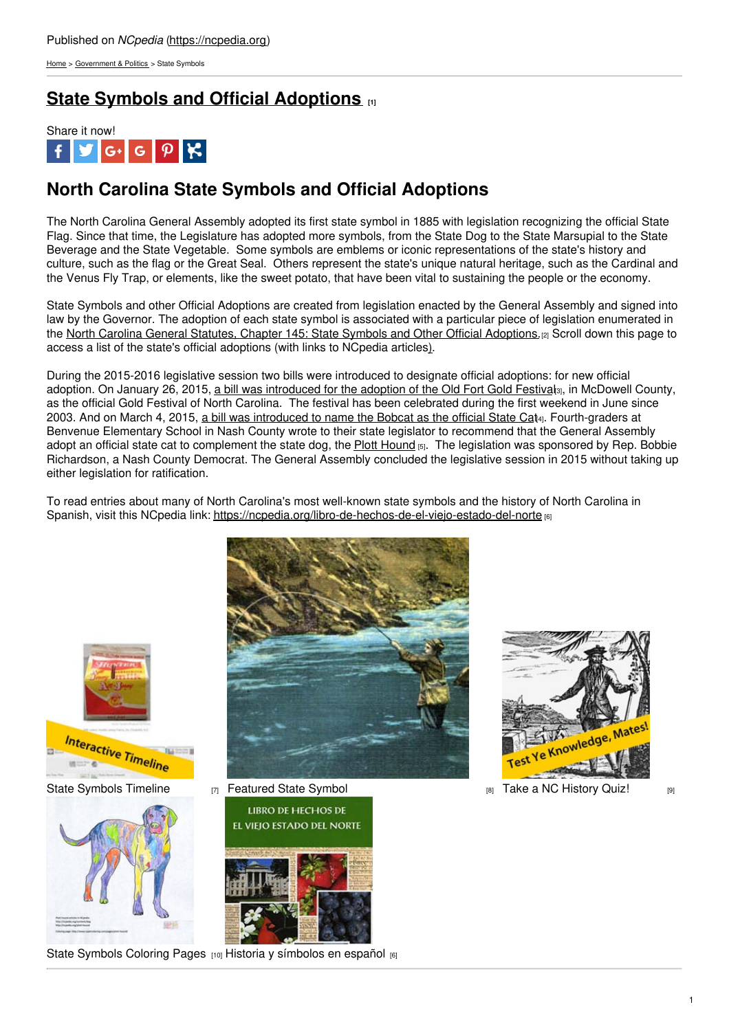Published on *NCpedia* (https://ncpedia.org)

Home > Government & Politics > State Symbols

# State Symbols and Official Adoptions [1]

Share it now!

## North Carolina State Symbols and Official Adoptions

The North Carolina General Assembly adopted its first state symbol in 1885 with legislation recognizing the official State Flag. Since that time, the Legislature has adopted more symbols, from the State Dog to the State Marsupial to the State Beverage and the State Vegetable. Some symbols are emblems or iconic representations of the state's history and culture, such as the flag or the Great Seal. Others represent the state's unique natural heritage, such as the Cardinal and the Venus Fly Trap, or elements, like the sweet potato, that have been vital to sustaining the people or the economy.

State Symbols and other Official Adoptions are created from legislation enacted by the General Assembly and signed into law by the Governor. The adoption of each state symbol is associated with a particular piece of legislation enumerated in the North Carolina General Statutes, Chapter 145: State Symbols and Other Official Adoptions.[2] Scroll down this page to access a list of the state's official adoptions (with links to NCpedia articles).

During the 2015-2016 legislative session two bills were introduced to designate official adoptions: for new official adoption. On January 26, 2015, a bill was introduced for the adoption of the Old Fort Gold Festival[3], in McDowell County, as the official Gold Festival of North Carolina. The festival has been celebrated during the first weekend in June since 2003. And on March 4, 2015, a bill was introduced to name the Bobcat as the official State Cat[4]. Fourth-graders at Benvenue Elementary School in Nash County wrote to their state legislator to recommend that the General Assembly adopt an official state cat to complement the state dog, the Plott Hound [5]. The legislation was sponsored by Rep. Bobbie Richardson, a Nash County Democrat. The General Assembly concluded the legislative session in 2015 without taking up either legislation for ratification.

To read entries about many of North Carolina's most well-known state symbols and the history of North Carolina in Spanish, visit this NCpedia link: https://ncpedia.org/libro-de-hechos-de-el-viejo-estado-del-norte [6]

State Symbols Timeline [7]

Featured State Symbol [8]

Take a NC History Quiz! [9]

State Symbols Coloring Pages [10]

Historia y símbolos en español [6]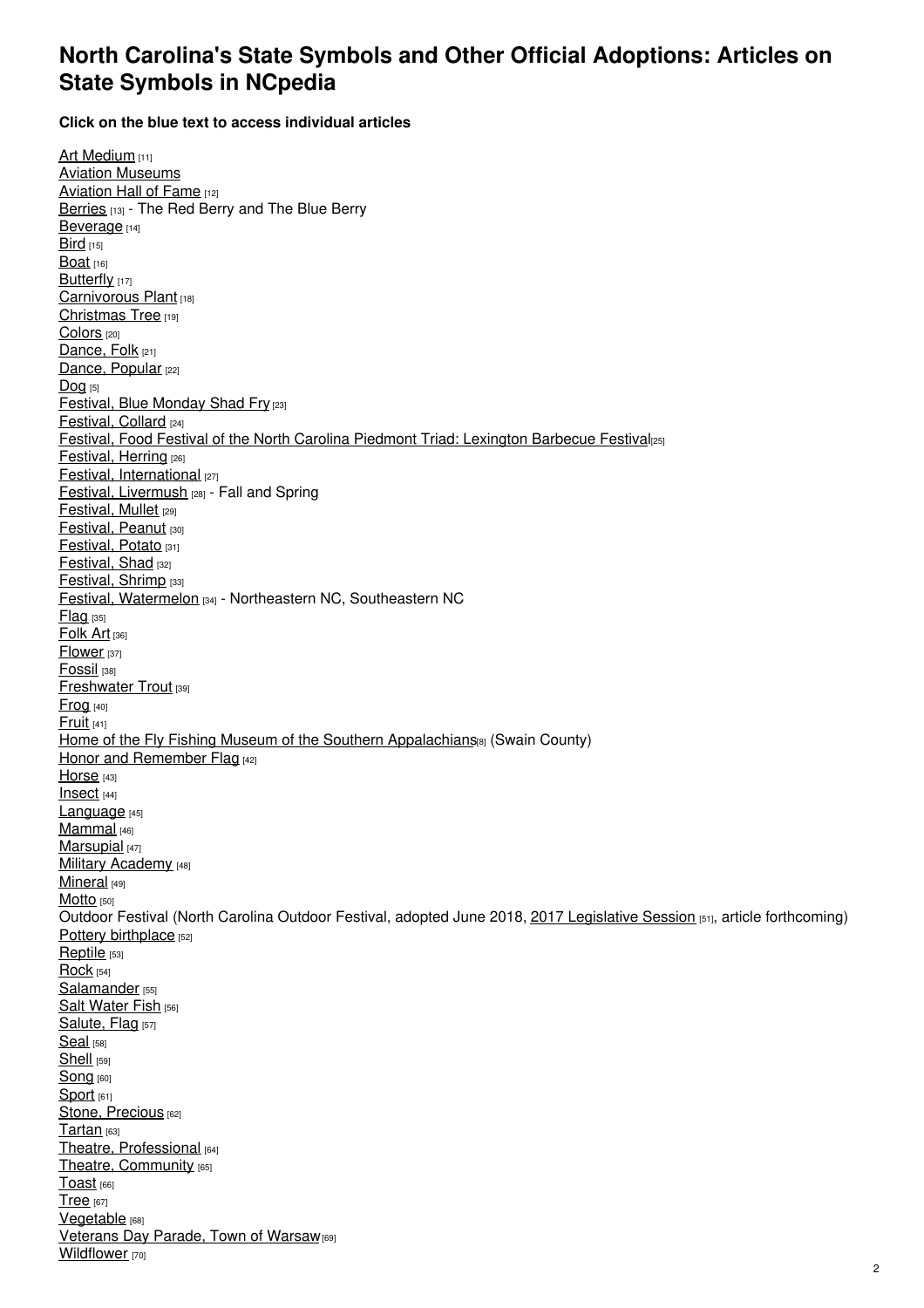# North Carolina's State Symbols and Other Official Adoptions: Articles on State Symbols in NCpedia

**Click on the blue text to access individual articles**

Art Medium [11]
Aviation Museums
Aviation Hall of Fame [12]
Berries [13] - The Red Berry and The Blue Berry
Beverage [14]
Bird [15]
Boat [16]
Butterfly [17]
Carnivorous Plant [18]
Christmas Tree [19]
Colors [20]
Dance, Folk [21]
Dance, Popular [22]
Dog [5]
Festival, Blue Monday Shad Fry [23]
Festival, Collard [24]
Festival, Food Festival of the North Carolina Piedmont Triad: Lexington Barbecue Festival [25]
Festival, Herring [26]
Festival, International [27]
Festival, Livermush [28] - Fall and Spring
Festival, Mullet [29]
Festival, Peanut [30]
Festival, Potato [31]
Festival, Shad [32]
Festival, Shrimp [33]
Festival, Watermelon [34] - Northeastern NC, Southeastern NC
Flag [35]
Folk Art [36]
Flower [37]
Fossil [38]
Freshwater Trout [39]
Frog [40]
Fruit [41]
Home of the Fly Fishing Museum of the Southern Appalachians [8] (Swain County)
Honor and Remember Flag [42]
Horse [43]
Insect [44]
Language [45]
Mammal [46]
Marsupial [47]
Military Academy [48]
Mineral [49]
Motto [50]
Outdoor Festival (North Carolina Outdoor Festival, adopted June 2018, 2017 Legislative Session [51], article forthcoming)
Pottery birthplace [52]
Reptile [53]
Rock [54]
Salamander [55]
Salt Water Fish [56]
Salute, Flag [57]
Seal [58]
Shell [59]
Song [60]
Sport [61]
Stone, Precious [62]
Tartan [63]
Theatre, Professional [64]
Theatre, Community [65]
Toast [66]
Tree [67]
Vegetable [68]
Veterans Day Parade, Town of Warsaw [69]
Wildflower [70]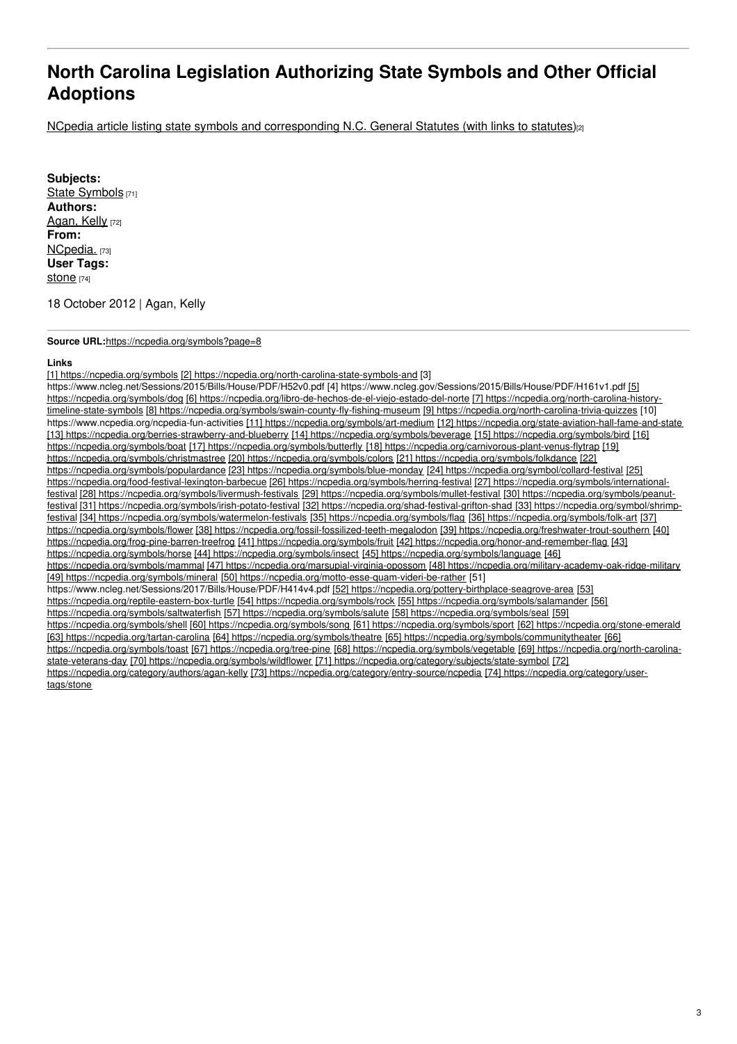# North Carolina Legislation Authorizing State Symbols and Other Official Adoptions

NCpedia article listing state symbols and corresponding N.C. General Statutes (with links to statutes)[2]

**Subjects:**
State Symbols [71]
**Authors:**
Agan, Kelly [72]
**From:**
NCpedia. [73]
**User Tags:**
stone [74]

18 October 2012 | Agan, Kelly

**Source URL:**https://ncpedia.org/symbols?page=8

**Links**
[1] https://ncpedia.org/symbols [2] https://ncpedia.org/north-carolina-state-symbols-and [3] https://www.ncleg.net/Sessions/2015/Bills/House/PDF/H52v0.pdf [4] https://www.ncleg.gov/Sessions/2015/Bills/House/PDF/H161v1.pdf [5] https://ncpedia.org/symbols/dog [6] https://ncpedia.org/libro-de-hechos-de-el-viejo-estado-del-norte [7] https://ncpedia.org/north-carolina-history-timeline-state-symbols [8] https://ncpedia.org/symbols/swain-county-fly-fishing-museum [9] https://ncpedia.org/north-carolina-trivia-quizzes [10] https://www.ncpedia.org/ncpedia-fun-activities [11] https://ncpedia.org/symbols/art-medium [12] https://ncpedia.org/state-aviation-hall-fame-and-state [13] https://ncpedia.org/berries-strawberry-and-blueberry [14] https://ncpedia.org/symbols/beverage [15] https://ncpedia.org/symbols/bird [16] https://ncpedia.org/symbols/boat [17] https://ncpedia.org/symbols/butterfly [18] https://ncpedia.org/carnivorous-plant-venus-flytrap [19] https://ncpedia.org/symbols/christmastree [20] https://ncpedia.org/symbols/colors [21] https://ncpedia.org/symbols/folkdance [22] https://ncpedia.org/symbols/populardance [23] https://ncpedia.org/symbols/blue-monday [24] https://ncpedia.org/symbol/collard-festival [25] https://ncpedia.org/food-festival-lexington-barbecue [26] https://ncpedia.org/symbols/herring-festival [27] https://ncpedia.org/symbols/international-festival [28] https://ncpedia.org/symbols/livermush-festivals [29] https://ncpedia.org/symbols/mullet-festival [30] https://ncpedia.org/symbols/peanut-festival [31] https://ncpedia.org/symbols/irish-potato-festival [32] https://ncpedia.org/shad-festival-grifton-shad [33] https://ncpedia.org/symbol/shrimp-festival [34] https://ncpedia.org/symbols/watermelon-festivals [35] https://ncpedia.org/symbols/flag [36] https://ncpedia.org/symbols/folk-art [37] https://ncpedia.org/symbols/flower [38] https://ncpedia.org/fossil-fossilized-teeth-megalodon [39] https://ncpedia.org/freshwater-trout-southern [40] https://ncpedia.org/frog-pine-barren-treefrog [41] https://ncpedia.org/symbols/fruit [42] https://ncpedia.org/honor-and-remember-flag [43] https://ncpedia.org/symbols/horse [44] https://ncpedia.org/symbols/insect [45] https://ncpedia.org/symbols/language [46] https://ncpedia.org/symbols/mammal [47] https://ncpedia.org/marsupial-virginia-opossum [48] https://ncpedia.org/military-academy-oak-ridge-military [49] https://ncpedia.org/symbols/mineral [50] https://ncpedia.org/motto-esse-quam-videri-be-rather [51] https://www.ncleg.net/Sessions/2017/Bills/House/PDF/H414v4.pdf [52] https://ncpedia.org/pottery-birthplace-seagrove-area [53] https://ncpedia.org/reptile-eastern-box-turtle [54] https://ncpedia.org/symbols/rock [55] https://ncpedia.org/symbols/salamander [56] https://ncpedia.org/symbols/saltwaterfish [57] https://ncpedia.org/symbols/salute [58] https://ncpedia.org/symbols/seal [59] https://ncpedia.org/symbols/shell [60] https://ncpedia.org/symbols/song [61] https://ncpedia.org/symbols/sport [62] https://ncpedia.org/stone-emerald [63] https://ncpedia.org/tartan-carolina [64] https://ncpedia.org/symbols/theatre [65] https://ncpedia.org/symbols/communitytheater [66] https://ncpedia.org/symbols/toast [67] https://ncpedia.org/tree-pine [68] https://ncpedia.org/symbols/vegetable [69] https://ncpedia.org/north-carolina-state-veterans-day [70] https://ncpedia.org/symbols/wildflower [71] https://ncpedia.org/category/subjects/state-symbol [72] https://ncpedia.org/category/authors/agan-kelly [73] https://ncpedia.org/category/entry-source/ncpedia [74] https://ncpedia.org/category/user-tags/stone